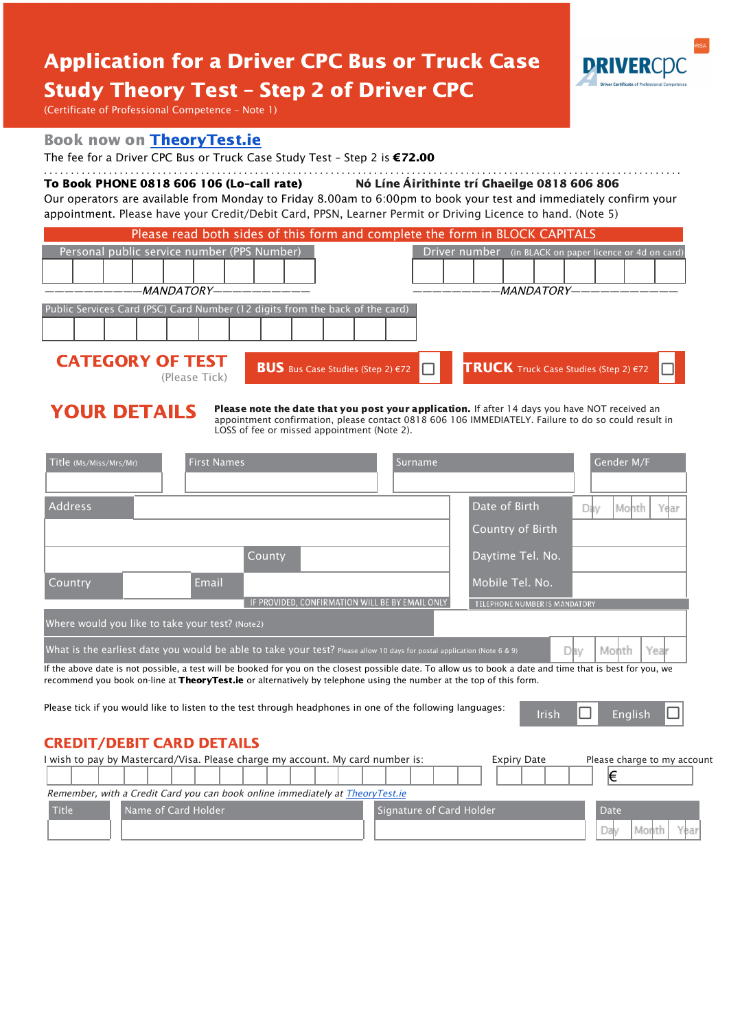# Application for a Driver CPC Bus or Truck Case Study Theory Test – Step 2 of Driver CPC

(Certificate of Professional Competence – Note 1)

DRIVERCPC
Driver Certificate of Professional Competence

RSA

## Book now on TheoryTest.ie

The fee for a Driver CPC Bus or Truck Case Study Test – Step 2 is **€72.00**

**To Book PHONE 0818 606 106 (Lo-call rate)** **Nó Líne Áirithinte trí Ghaeilge 0818 606 806**

Our operators are available from Monday to Friday 8.00am to 6:00pm to book your test and immediately confirm your appointment. Please have your Credit/Debit Card, PPSN, Learner Permit or Driving Licence to hand. (Note 5)

Please read both sides of this form and complete the form in BLOCK CAPITALS

| Personal public service number (PPS Number) | Driver number (in BLACK on paper licence or 4d on card) |
|---|---|
| | |
| MANDATORY | MANDATORY |

| Public Services Card (PSC) Card Number (12 digits from the back of the card) |
|---|
| |

## CATEGORY OF TEST

(Please Tick)

- **BUS** Bus Case Studies (Step 2) €72 ☐
- **TRUCK** Truck Case Studies (Step 2) €72 ☐

## YOUR DETAILS

**Please note the date that you post your application.** If after 14 days you have NOT received an appointment confirmation, please contact 0818 606 106 IMMEDIATELY. Failure to do so could result in LOSS of fee or missed appointment (Note 2).

| Title (Ms/Miss/Mrs/Mr) | First Names | Surname | Gender M/F |
|---|---|---|---|
| | | | |

| Address | | Date of Birth | Day Month Year |
|---|---|---|---|
| | | Country of Birth | |
| | County | Daytime Tel. No. | |
| Country | Email | Mobile Tel. No. | |
| | IF PROVIDED, CONFIRMATION WILL BE BY EMAIL ONLY | TELEPHONE NUMBER IS MANDATORY | |

| Where would you like to take your test? (Note2) | |
|---|---|
| What is the earliest date you would be able to take your test? Please allow 10 days for postal application (Note 6 & 9) | Day Month Year |

If the above date is not possible, a test will be booked for you on the closest possible date. To allow us to book a date and time that is best for you, we recommend you book on-line at **TheoryTest.ie** or alternatively by telephone using the number at the top of this form.

Please tick if you would like to listen to the test through headphones in one of the following languages: Irish ☐ English ☐

## CREDIT/DEBIT CARD DETAILS

| I wish to pay by Mastercard/Visa. Please charge my account. My card number is: | Expiry Date | Please charge to my account |
|---|---|---|
| | | € |

*Remember, with a Credit Card you can book online immediately at TheoryTest.ie*

| Title | Name of Card Holder | Signature of Card Holder | Date |
|---|---|---|---|
| | | | Day Month Year |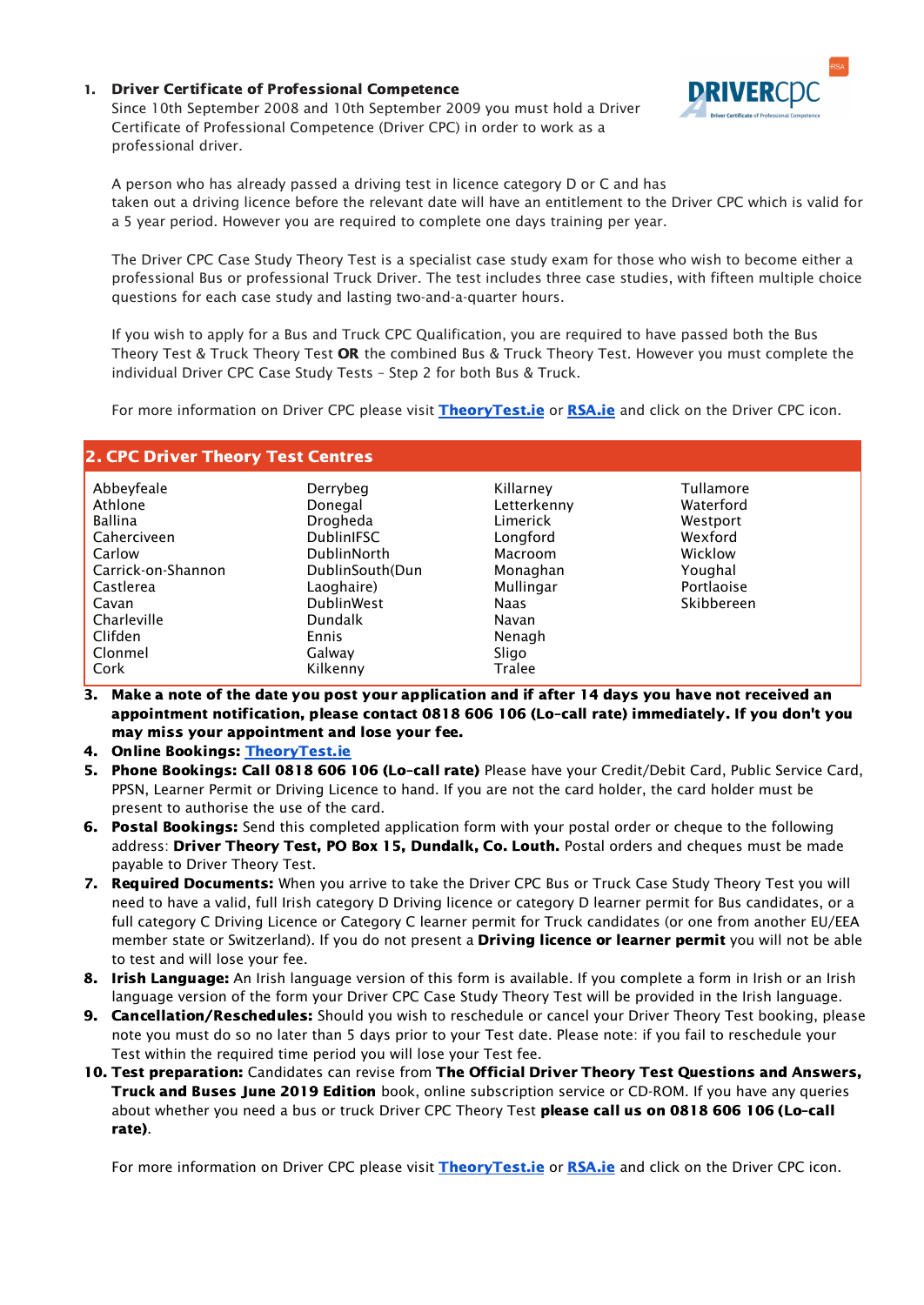1. **Driver Certificate of Professional Competence**
   Since 10th September 2008 and 10th September 2009 you must hold a Driver Certificate of Professional Competence (Driver CPC) in order to work as a professional driver.

   A person who has already passed a driving test in licence category D or C and has taken out a driving licence before the relevant date will have an entitlement to the Driver CPC which is valid for a 5 year period. However you are required to complete one days training per year.

   The Driver CPC Case Study Theory Test is a specialist case study exam for those who wish to become either a professional Bus or professional Truck Driver. The test includes three case studies, with fifteen multiple choice questions for each case study and lasting two-and-a-quarter hours.

   If you wish to apply for a Bus and Truck CPC Qualification, you are required to have passed both the Bus Theory Test & Truck Theory Test **OR** the combined Bus & Truck Theory Test. However you must complete the individual Driver CPC Case Study Tests – Step 2 for both Bus & Truck.

   For more information on Driver CPC please visit **TheoryTest.ie** or **RSA.ie** and click on the Driver CPC icon.

## 2. CPC Driver Theory Test Centres

| | | | |
|---|---|---|---|
| Abbeyfeale | Derrybeg | Killarney | Tullamore |
| Athlone | Donegal | Letterkenny | Waterford |
| Ballina | Drogheda | Limerick | Westport |
| Caherciveen | DublinIFSC | Longford | Wexford |
| Carlow | DublinNorth | Macroom | Wicklow |
| Carrick-on-Shannon | DublinSouth(Dun Laoghaire) | Monaghan | Youghal |
| Castlerea | DublinWest | Mullingar | Portlaoise |
| Cavan | Dundalk | Naas | Skibbereen |
| Charleville | Ennis | Navan | |
| Clifden | Galway | Nenagh | |
| Clonmel | Kilkenny | Sligo | |
| Cork | | Tralee | |

3. **Make a note of the date you post your application and if after 14 days you have not received an appointment notification, please contact 0818 606 106 (Lo-call rate) immediately. If you don't you may miss your appointment and lose your fee.**
4. **Online Bookings: TheoryTest.ie**
5. **Phone Bookings: Call 0818 606 106 (Lo-call rate)** Please have your Credit/Debit Card, Public Service Card, PPSN, Learner Permit or Driving Licence to hand. If you are not the card holder, the card holder must be present to authorise the use of the card.
6. **Postal Bookings:** Send this completed application form with your postal order or cheque to the following address: **Driver Theory Test, PO Box 15, Dundalk, Co. Louth.** Postal orders and cheques must be made payable to Driver Theory Test.
7. **Required Documents:** When you arrive to take the Driver CPC Bus or Truck Case Study Theory Test you will need to have a valid, full Irish category D Driving licence or category D learner permit for Bus candidates, or a full category C Driving Licence or Category C learner permit for Truck candidates (or one from another EU/EEA member state or Switzerland). If you do not present a **Driving licence or learner permit** you will not be able to test and will lose your fee.
8. **Irish Language:** An Irish language version of this form is available. If you complete a form in Irish or an Irish language version of the form your Driver CPC Case Study Theory Test will be provided in the Irish language.
9. **Cancellation/Reschedules:** Should you wish to reschedule or cancel your Driver Theory Test booking, please note you must do so no later than 5 days prior to your Test date. Please note: if you fail to reschedule your Test within the required time period you will lose your Test fee.
10. **Test preparation:** Candidates can revise from **The Official Driver Theory Test Questions and Answers, Truck and Buses June 2019 Edition** book, online subscription service or CD-ROM. If you have any queries about whether you need a bus or truck Driver CPC Theory Test **please call us on 0818 606 106 (Lo-call rate)**.

    For more information on Driver CPC please visit **TheoryTest.ie** or **RSA.ie** and click on the Driver CPC icon.